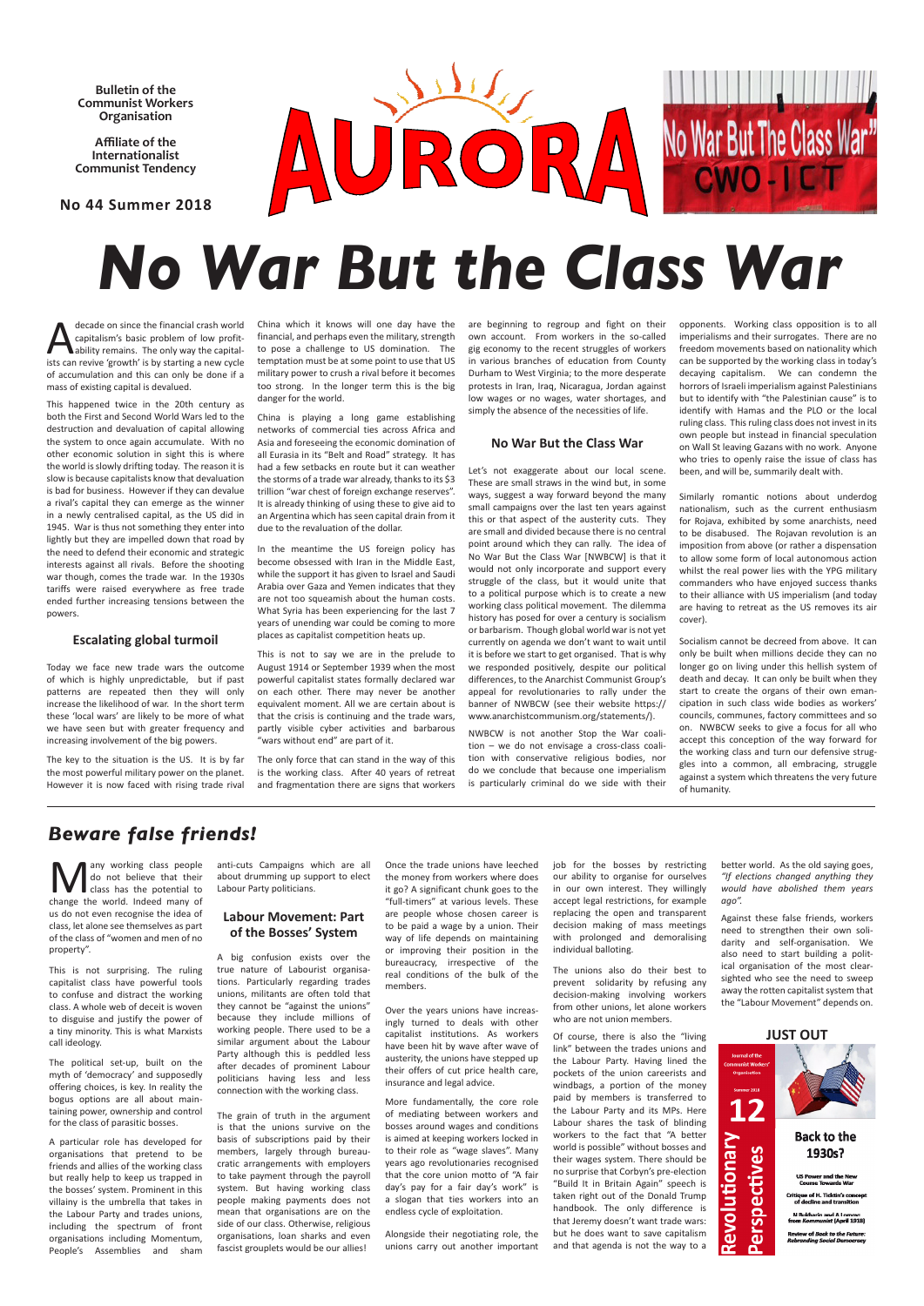Bulletin of the Communist Workers Organisation

Affiliate of the Internationalist Communist Tendency

No 44 Summer 2018

AURORA

"No War But The Class War" CWO-ICT

# No War But the Class War

A decade on since the financial crash world capitalism's basic problem of low profitability remains. The only way the capitalists can revive 'growth' is by starting a new cycle of accumulation and this can only be done if a mass of existing capital is devalued.

This happened twice in the 20th century as both the First and Second World Wars led to the destruction and devaluation of capital allowing the system to once again accumulate. With no other economic solution in sight this is where the world is slowly drifting today. The reason it is slow is because capitalists know that devaluation is bad for business. However if they can devalue a rival's capital they can emerge as the winner in a newly centralised capital, as the US did in 1945. War is thus not something they enter into lightly but they are impelled down that road by the need to defend their economic and strategic interests against all rivals. Before the shooting war though, comes the trade war. In the 1930s tariffs were raised everywhere as free trade ended further increasing tensions between the powers.

## Escalating global turmoil

Today we face new trade wars the outcome of which is highly unpredictable, but if past patterns are repeated then they will only increase the likelihood of war. In the short term these 'local wars' are likely to be more of what we have seen but with greater frequency and increasing involvement of the big powers.

The key to the situation is the US. It is by far the most powerful military power on the planet. However it is now faced with rising trade rival China which it knows will one day have the financial, and perhaps even the military, strength to pose a challenge to US domination. The temptation must be at some point to use that US military power to crush a rival before it becomes too strong. In the longer term this is the big danger for the world.

China is playing a long game establishing networks of commercial ties across Africa and Asia and foreseeing the economic domination of all Eurasia in its "Belt and Road" strategy. It has had a few setbacks en route but it can weather the storms of a trade war already, thanks to its $3 trillion "war chest of foreign exchange reserves". It is already thinking of using these to give aid to an Argentina which has seen capital drain from it due to the revaluation of the dollar.

In the meantime the US foreign policy has become obsessed with Iran in the Middle East, while the support it has given to Israel and Saudi Arabia over Gaza and Yemen indicates that they are not too squeamish about the human costs. What Syria has been experiencing for the last 7 years of unending war could be coming to more places as capitalist competition heats up.

This is not to say we are in the prelude to August 1914 or September 1939 when the most powerful capitalist states formally declared war on each other. There may never be another equivalent moment. All we are certain about is that the crisis is continuing and the trade wars, partly visible cyber activities and barbarous "wars without end" are part of it.

The only force that can stand in the way of this is the working class. After 40 years of retreat and fragmentation there are signs that workers are beginning to regroup and fight on their own account. From workers in the so-called gig economy to the recent struggles of workers in various branches of education from County Durham to West Virginia; to the more desperate protests in Iran, Iraq, Nicaragua, Jordan against low wages or no wages, water shortages, and simply the absence of the necessities of life.

## No War But the Class War

Let's not exaggerate about our local scene. These are small straws in the wind but, in some ways, suggest a way forward beyond the many small campaigns over the last ten years against this or that aspect of the austerity cuts. They are small and divided because there is no central point around which they can rally. The idea of No War But the Class War [NWBCW] is that it would not only incorporate and support every struggle of the class, but it would unite that to a political purpose which is to create a new working class political movement. The dilemma history has posed for over a century is socialism or barbarism. Though global world war is not yet currently on agenda we don't want to wait until it is before we start to get organised. That is why we responded positively, despite our political differences, to the Anarchist Communist Group's appeal for revolutionaries to rally under the banner of NWBCW (see their website https://www.anarchistcommunism.org/statements/).

NWBCW is not another Stop the War coalition – we do not envisage a cross-class coalition with conservative religious bodies, nor do we conclude that because one imperialism is particularly criminal do we side with their opponents. Working class opposition is to all imperialisms and their surrogates. There are no freedom movements based on nationality which can be supported by the working class in today's decaying capitalism. We can condemn the horrors of Israeli imperialism against Palestinians but to identify with "the Palestinian cause" is to identify with Hamas and the PLO or the local ruling class. This ruling class does not invest in its own people but instead in financial speculation on Wall St leaving Gazans with no work. Anyone who tries to openly raise the issue of class has been, and will be, summarily dealt with.

Similarly romantic notions about underdog nationalism, such as the current enthusiasm for Rojava, exhibited by some anarchists, need to be disabused. The Rojavan revolution is an imposition from above (or rather a dispensation to allow some form of local autonomous action whilst the real power lies with the YPG military commanders who have enjoyed success thanks to their alliance with US imperialism (and today are having to retreat as the US removes its air cover).

Socialism cannot be decreed from above. It can only be built when millions decide they can no longer go on living under this hellish system of death and decay. It can only be built when they start to create the organs of their own emancipation in such class wide bodies as workers' councils, communes, factory committees and so on. NWBCW seeks to give a focus for all who accept this conception of the way forward for the working class and turn our defensive struggles into a common, all embracing, struggle against a system which threatens the very future of humanity.

# *Beware false friends!*

Many working class people do not believe that their class has the potential to change the world. Indeed many of us do not even recognise the idea of class, let alone see themselves as part of the class of "women and men of no property".

This is not surprising. The ruling capitalist class have powerful tools to confuse and distract the working class. A whole web of deceit is woven to disguise and justify the power of a tiny minority. This is what Marxists call ideology.

The political set-up, built on the myth of 'democracy' and supposedly offering choices, is key. In reality the bogus options are all about maintaining power, ownership and control for the class of parasitic bosses.

A particular role has developed for organisations that pretend to be friends and allies of the working class but really help to keep us trapped in the bosses' system. Prominent in this villainy is the umbrella that takes in the Labour Party and trades unions, including the spectrum of front organisations including Momentum, People's Assemblies and sham anti-cuts Campaigns which are all about drumming up support to elect Labour Party politicians.

## Labour Movement: Part of the Bosses' System

A big confusion exists over the true nature of Labourist organisations. Particularly regarding trades unions, militants are often told that they cannot be "against the unions" because they include millions of working people. There used to be a similar argument about the Labour Party although this is peddled less after decades of prominent Labour politicians having less and less connection with the working class.

The grain of truth in the argument is that the unions survive on the basis of subscriptions paid by their members, largely through bureaucratic arrangements with employers to take payment through the payroll system. But having working class people making payments does not mean that organisations are on the side of our class. Otherwise, religious organisations, loan sharks and even fascist grouplets would be our allies!

Once the trade unions have leeched the money from workers where does it go? A significant chunk goes to the "full-timers" at various levels. These are people whose chosen career is to be paid a wage by a union. Their way of life depends on maintaining or improving their position in the bureaucracy, irrespective of the real conditions of the bulk of the members.

Over the years unions have increasingly turned to deals with other capitalist institutions. As workers have been hit by wave after wave of austerity, the unions have stepped up their offers of cut price health care, insurance and legal advice.

More fundamentally, the core role of mediating between workers and bosses around wages and conditions is aimed at keeping workers locked in to their role as "wage slaves". Many years ago revolutionaries recognised that the core union motto of "A fair day's pay for a fair day's work" is a slogan that ties workers into an endless cycle of exploitation.

Alongside their negotiating role, the unions carry out another important job for the bosses by restricting our ability to organise for ourselves in our own interest. They willingly accept legal restrictions, for example replacing the open and transparent decision making of mass meetings with prolonged and demoralising individual balloting.

The unions also do their best to prevent solidarity by refusing any decision-making involving workers from other unions, let alone workers who are not union members.

Of course, there is also the "living link" between the trades unions and the Labour Party. Having lined the pockets of the union careerists and windbags, a portion of the money paid by members is transferred to the Labour Party and its MPs. Here Labour shares the task of blinding workers to the fact that "A better world is possible" without bosses and their wages system. There should be no surprise that Corbyn's pre-election "Build It in Britain Again" speech is taken right out of the Donald Trump handbook. The only difference is that Jeremy doesn't want trade wars: but he does want to save capitalism and that agenda is not the way to a better world. As the old saying goes, *"If elections changed anything they would have abolished them years ago".*

Against these false friends, workers need to strengthen their own solidarity and self-organisation. We also need to start building a political organisation of the most clear-sighted who see the need to sweep away the rotten capitalist system that the "Labour Movement" depends on.

**JUST OUT**

Journal of the Communist Workers' Organisation

Summer 2018

12

Revolutionary Perspectives

**Back to the 1930s?**

US Power and the New Course Towards War

Critique of H. Ticktin's concept of decline and transition

N Bukharin and A Lomov from *Kommunist* (April 1918)

Review of *Back to the Future: Rebranding Social Democracy*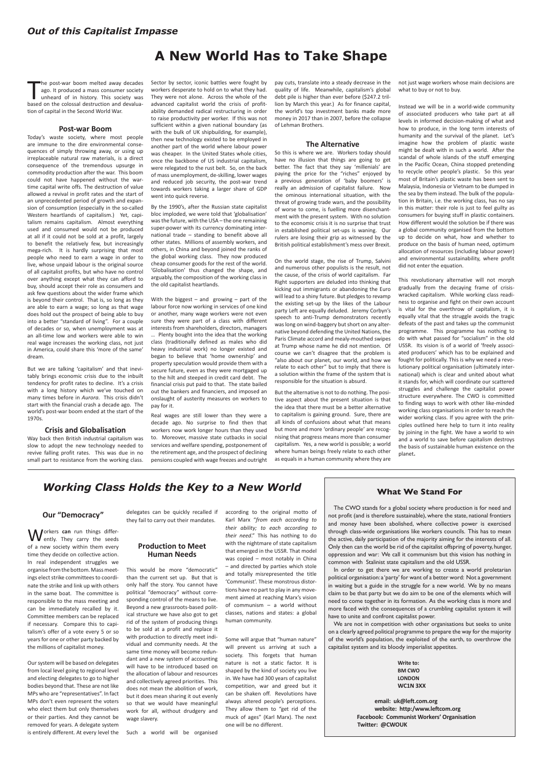*Out of this Capitalist Impasse*

# A New World Has to Take Shape

The post-war boom melted away decades ago. It produced a mass consumer society unheard of in history. This society was based on the colossal destruction and devaluation of capital in the Second World War.

### Post-war Boom

Today's waste society, where most people are immune to the dire environmental consequences of simply throwing away, or using up irreplaceable natural raw materials, is a direct consequence of the tremendous upsurge in commodity production after the war. This boom could not have happened without the wartime capital write offs. The destruction of value allowed a revival in profit rates and the start of an unprecedented period of growth and expansion of consumption (especially in the so-called Western heartlands of capitalism.) Yet, capitalism remains capitalism. Almost everything used and consumed would not be produced at all if it could not be sold at a profit, largely to benefit the relatively few, but increasingly mega-rich. It is hardly surprising that most people who need to earn a wage in order to live, whose unpaid labour is the original source of all capitalist profits, but who have no control over anything except what they can afford to buy, should accept their role as consumers and ask few questions about the wider frame which is beyond their control. That is, so long as they are able to earn a wage; so long as that wage does hold out the prospect of being able to buy into a better "standard of living". For a couple of decades or so, when unemployment was at an all-time low and workers were able to win real wage increases the working class, not just in America, could share this 'more of the same' dream.

But we are talking 'capitalism' and that inevitably brings economic crisis due to the inbuilt tendency for profit rates to decline. It's a crisis with a long history which we've touched on many times before in *Aurora*. This crisis didn't start with the financial crash a decade ago. The world's post-war boom ended at the start of the 1970s.

### Crisis and Globalisation

Way back then British industrial capitalism was slow to adopt the new technology needed to revive falling profit rates. This was due in no small part to resistance from the working class. Sector by sector, iconic battles were fought by workers desperate to hold on to what they had. They were not alone. Across the whole of the advanced capitalist world the crisis of profitability demanded radical restructuring in order to raise productivity per worker. If this was not sufficient within a given national boundary (as with the bulk of UK shipbuilding, for example), then new technology existed to be employed in another part of the world where labour power was cheaper. In the United States whole cities, once the backbone of US industrial capitalism, were relegated to the rust belt. So, on the back of mass unemployment, de-skilling, lower wages and reduced job security, the post-war trend towards workers taking a larger share of GDP went into quick reverse.

By the 1990's, after the Russian state capitalist bloc imploded, we were told that 'globalisation' was the future, with the USA – the one remaining super-power with its currency dominating international trade – standing to benefit above all other states. Millions of assembly workers, and others, in China and beyond joined the ranks of the global working class. They now produced cheap consumer goods for the rest of the world. 'Globalisation' thus changed the shape, and arguably, the composition of the working class in the old capitalist heartlands.

With the biggest – and growing – part of the labour force now working in services of one kind or another, many wage workers were not even sure they were part of a class with different interests from shareholders, directors, managers … Plenty bought into the idea that the working class (traditionally defined as males who did heavy industrial work) no longer existed and began to believe that 'home ownership' and property speculation would provide them with a secure future, even as they were mortgaged up to the hilt and steeped in credit card debt. The financial crisis put paid to that. The state bailed out the bankers and financiers, and imposed an onslaught of austerity measures on workers to pay for it.

Real wages are still lower than they were a decade ago. No surprise to find then that workers now work longer hours than they used to. Moreover, massive state cutbacks in social services and welfare spending, postponement of the retirement age, and the prospect of declining pensions coupled with wage freezes and outright pay cuts, translate into a steady decrease in the quality of life. Meanwhile, capitalism's global debt pile is higher than ever before ($247.2 trillion by March this year.) As for finance capital, the world's top investment banks made more money in 2017 than in 2007, before the collapse of Lehman Brothers.

### The Alternative

So this is where we are. Workers today should have no illusion that things are going to get better. The fact that they say 'millenials' are paying the price for the "riches" enjoyed by a previous generation of 'baby boomers' is really an admission of capitalist failure. Now the ominous international situation, with the threat of growing trade wars, and the possibility of worse to come, is fuelling more disenchantment with the present system. With no solution to the economic crisis it is no surprise that trust in established political set-ups is waning. Our rulers are losing their grip as witnessed by the British political establishment's mess over Brexit.

On the world stage, the rise of Trump, Salvini and numerous other populists is the result, not the cause, of the crisis of world capitalism. Far Right supporters are deluded into thinking that kicking out immigrants or abandoning the Euro will lead to a shiny future. But pledges to revamp the existing set-up by the likes of the Labour party Left are equally deluded. Jeremy Corbyn's speech to anti-Trump demonstrators recently was long on wind-baggery but short on any alternative beyond defending the United Nations, the Paris Climate accord and mealy-mouthed swipes at Trump whose name he did not mention. Of course we can't disagree that the problem is "also about our planet, our world, and how we relate to each other" but to imply that there is a solution within the frame of the system that is responsible for the situation is absurd.

But the alternative is not to do nothing. The positive aspect about the present situation is that the idea that there must be a better alternative to capitalism is gaining ground. Sure, there are all kinds of confusions about what that means but more and more 'ordinary people' are recognising that progress means more than consumer capitalism. Yes, a new world is possible; a world where human beings freely relate to each other as equals in a human community where they are not just wage workers whose main decisions are what to buy or not to buy.

Instead we will be in a world-wide community of associated producers who take part at all levels in informed decision-making of what and how to produce, in the long term interests of humanity and the survival of the planet. Let's imagine how the problem of plastic waste might be dealt with in such a world. After the scandal of whole islands of the stuff emerging in the Pacific Ocean, China stopped pretending to recycle other people's plastic. So this year most of Britain's plastic waste has been sent to Malaysia, Indonesia or Vietnam to be dumped in the sea by them instead. The bulk of the population in Britain, i.e. the working class, has no say in this matter: their role is just to feel guilty as consumers for buying stuff in plastic containers. How different would the solution be if there was a global community organised from the bottom up to decide on what, how and whether to produce on the basis of human need, optimum allocation of resources (including labour power) and environmental sustainability, where profit did not enter the equation.

This revolutionary alternative will not morph gradually from the decaying frame of crisis-wracked capitalism. While working class readiness to organise and fight on their own account is vital for the overthrow of capitalism, it is equally vital that the struggle avoids the tragic defeats of the past and takes up the communist programme. This programme has nothing to do with what passed for "socialism" in the old USSR. Its vision is of a world of 'freely associated producers' which has to be explained and fought for politically. This is why we need a revolutionary political organisation (ultimately international) which is clear and united about what it stands for, which will coordinate our scattered struggles and challenge the capitalist power structure everywhere. The CWO is committed to finding ways to work with other like-minded working class organisations in order to reach the wider working class. If you agree with the principles outlined here help to turn it into reality by joining in the fight. We have a world to win and a world to save before capitalism destroys the basis of sustainable human existence on the planet.

# *Working Class Holds the Key to a New World*

### Our "Democracy"

Workers **can** run things differently. They carry the seeds of a new society within them every time they decide on collective action. In real independent struggles we organise from the bottom. Mass meetings elect strike committees to coordinate the strike and link up with others in the same boat. The committee is responsible to the mass meeting and can be immediately recalled by it. Committee members can be replaced if necessary. Compare this to capitalism's offer of a vote every 5 or so years for one or other party backed by the millions of capitalist money.

Our system will be based on delegates from local level going to regional level and electing delegates to go to higher bodies beyond that. These are not like MPs who are "representatives". In fact MPs don't even represent the voters who elect them but only themselves or their parties. And they cannot be removed for years. A delegate system is entirely different. At every level the delegates can be quickly recalled if they fail to carry out their mandates.

### Production to Meet Human Needs

This would be more "democratic" than the current set up. But that is only half the story. You cannot have political "democracy" without corresponding control of the means to live. Beyond a new grassroots-based political structure we have also got to get rid of the system of producing things to be sold at a profit and replace it with production to directly meet individual and community needs. At the same time money will become redundant and a new system of accounting will have to be introduced based on the allocation of labour and resources and collectively agreed priorities. This does not mean the abolition of work, but it does mean sharing it out evenly so that we would have meaningful work for all, without drudgery and wage slavery.

Such a world will be organised according to the original motto of Karl Marx *"from each according to their ability; to each according to their need*." This has nothing to do with the nightmare of state capitalism that emerged in the USSR. That model was copied – most notably in China – and directed by parties which stole and totally misrepresented the title 'Communist'. These monstrous distortions have no part to play in any movement aimed at reaching Marx's vision of communism – a world without classes, nations and states: a global human community.

Some will argue that "human nature" will prevent us arriving at such a society. This forgets that human nature is not a static factor. It is shaped by the kind of society you live in. We have had 300 years of capitalist competition, war and greed but it can be shaken off. Revolutions have always altered people's perceptions. They allow them to "get rid of the muck of ages" (Karl Marx). The next one will be no different.

## What We Stand For

The CWO stands for a global society where production is for need and not profit (and is therefore sustainable), where the state, national frontiers and money have been abolished, where collective power is exercised through class-wide organisations like workers councils. This has to mean the active, daily participation of the majority aiming for the interests of all. Only then can the world be rid of the capitalist offspring of poverty, hunger, oppression and war: We call it communism but this vision has nothing in common with Stalinist state capitalism and the old USSR.

In order to get there we are working to create a world proletarian political organisation: a 'party' for want of a better word: Not a government in waiting but a guide in the struggle for a new world. We by no means claim to be that party but we do aim to be one of the elements which will need to come together in its formation. As the working class is more and more faced with the consequences of a crumbling capitalist system it will have to unite and confront capitalist power.

We are not in competition with other organisations but seeks to unite on a clearly agreed political programme to prepare the way for the majority of the world's population, the exploited of the earth, to overthrow the capitalist system and its bloody imperialist appetites.

**Write to:**
**BM CWO**
**LONDON**
**WC1N 3XX**

**email: uk@left.com.org**
**website: http:/www.leftcom.org**
**Facebook: Communist Workers' Organisation**
**Twitter: @CWOUK**